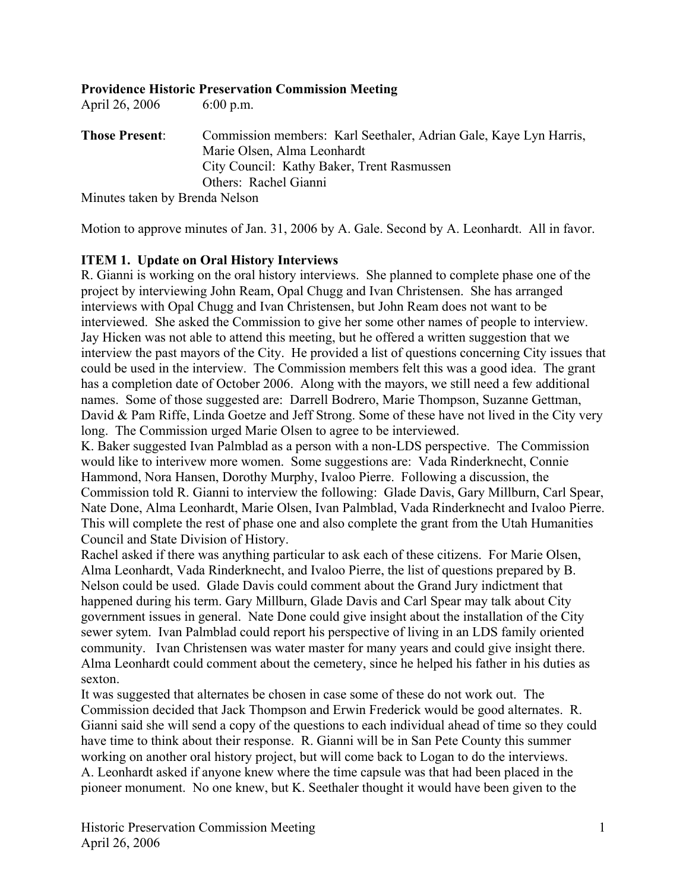**Providence Historic Preservation Commission Meeting**
April 26, 2006 6:00 p.m.

**Those Present**: Commission members: Karl Seethaler, Adrian Gale, Kaye Lyn Harris, Marie Olsen, Alma Leonhardt
City Council: Kathy Baker, Trent Rasmussen
Others: Rachel Gianni

Minutes taken by Brenda Nelson

Motion to approve minutes of Jan. 31, 2006 by A. Gale. Second by A. Leonhardt. All in favor.

**ITEM 1. Update on Oral History Interviews**

R. Gianni is working on the oral history interviews. She planned to complete phase one of the project by interviewing John Ream, Opal Chugg and Ivan Christensen. She has arranged interviews with Opal Chugg and Ivan Christensen, but John Ream does not want to be interviewed. She asked the Commission to give her some other names of people to interview. Jay Hicken was not able to attend this meeting, but he offered a written suggestion that we interview the past mayors of the City. He provided a list of questions concerning City issues that could be used in the interview. The Commission members felt this was a good idea. The grant has a completion date of October 2006. Along with the mayors, we still need a few additional names. Some of those suggested are: Darrell Bodrero, Marie Thompson, Suzanne Gettman, David & Pam Riffe, Linda Goetze and Jeff Strong. Some of these have not lived in the City very long. The Commission urged Marie Olsen to agree to be interviewed.

K. Baker suggested Ivan Palmblad as a person with a non-LDS perspective. The Commission would like to interivew more women. Some suggestions are: Vada Rinderknecht, Connie Hammond, Nora Hansen, Dorothy Murphy, Ivaloo Pierre. Following a discussion, the Commission told R. Gianni to interview the following: Glade Davis, Gary Millburn, Carl Spear, Nate Done, Alma Leonhardt, Marie Olsen, Ivan Palmblad, Vada Rinderknecht and Ivaloo Pierre. This will complete the rest of phase one and also complete the grant from the Utah Humanities Council and State Division of History.

Rachel asked if there was anything particular to ask each of these citizens. For Marie Olsen, Alma Leonhardt, Vada Rinderknecht, and Ivaloo Pierre, the list of questions prepared by B. Nelson could be used. Glade Davis could comment about the Grand Jury indictment that happened during his term. Gary Millburn, Glade Davis and Carl Spear may talk about City government issues in general. Nate Done could give insight about the installation of the City sewer sytem. Ivan Palmblad could report his perspective of living in an LDS family oriented community. Ivan Christensen was water master for many years and could give insight there. Alma Leonhardt could comment about the cemetery, since he helped his father in his duties as sexton.

It was suggested that alternates be chosen in case some of these do not work out. The Commission decided that Jack Thompson and Erwin Frederick would be good alternates. R. Gianni said she will send a copy of the questions to each individual ahead of time so they could have time to think about their response. R. Gianni will be in San Pete County this summer working on another oral history project, but will come back to Logan to do the interviews.

A. Leonhardt asked if anyone knew where the time capsule was that had been placed in the pioneer monument. No one knew, but K. Seethaler thought it would have been given to the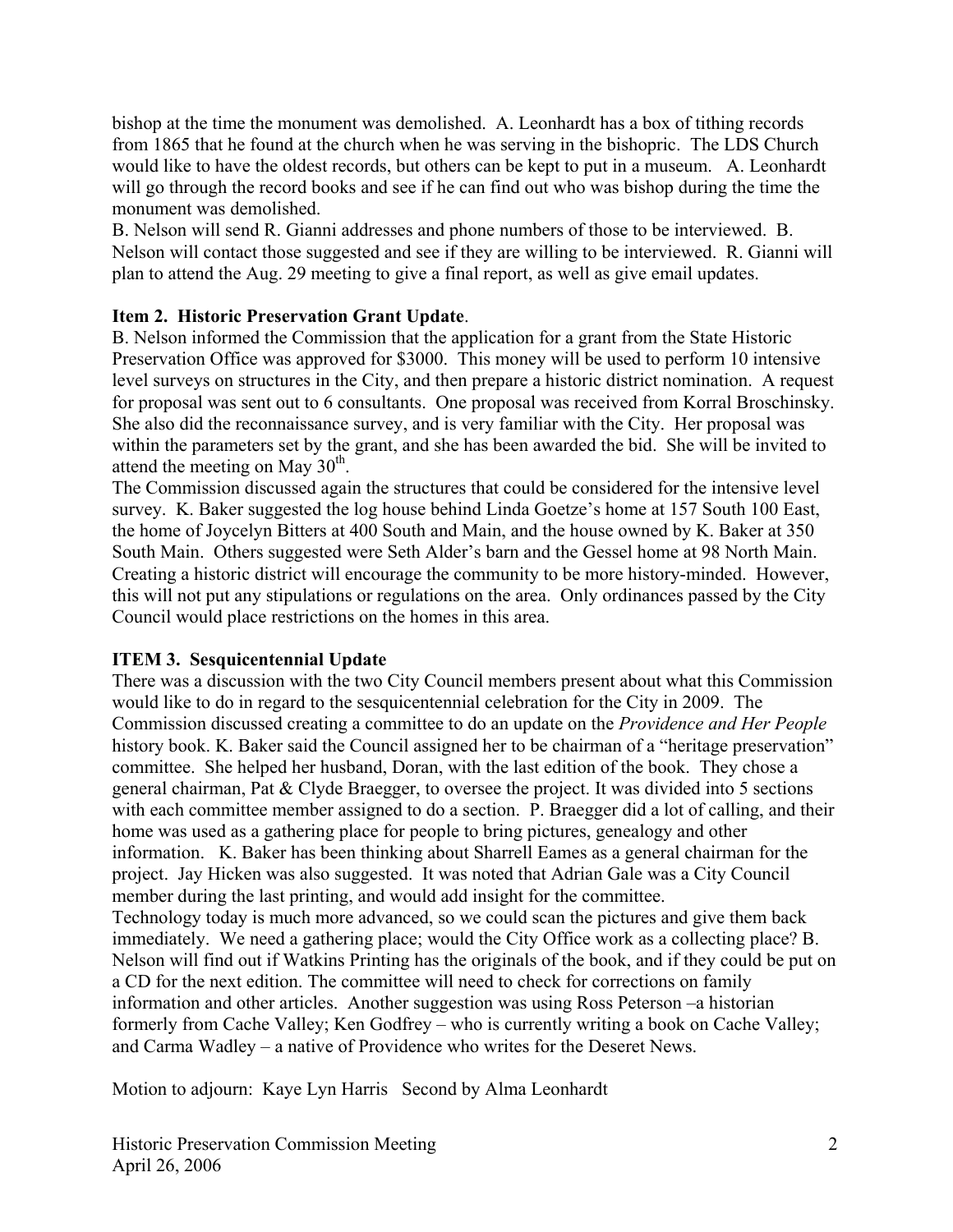bishop at the time the monument was demolished. A. Leonhardt has a box of tithing records from 1865 that he found at the church when he was serving in the bishopric. The LDS Church would like to have the oldest records, but others can be kept to put in a museum. A. Leonhardt will go through the record books and see if he can find out who was bishop during the time the monument was demolished.

B. Nelson will send R. Gianni addresses and phone numbers of those to be interviewed. B. Nelson will contact those suggested and see if they are willing to be interviewed. R. Gianni will plan to attend the Aug. 29 meeting to give a final report, as well as give email updates.

**Item 2. Historic Preservation Grant Update**.

B. Nelson informed the Commission that the application for a grant from the State Historic Preservation Office was approved for $3000. This money will be used to perform 10 intensive level surveys on structures in the City, and then prepare a historic district nomination. A request for proposal was sent out to 6 consultants. One proposal was received from Korral Broschinsky. She also did the reconnaissance survey, and is very familiar with the City. Her proposal was within the parameters set by the grant, and she has been awarded the bid. She will be invited to attend the meeting on May 30th.

The Commission discussed again the structures that could be considered for the intensive level survey. K. Baker suggested the log house behind Linda Goetze's home at 157 South 100 East, the home of Joycelyn Bitters at 400 South and Main, and the house owned by K. Baker at 350 South Main. Others suggested were Seth Alder's barn and the Gessel home at 98 North Main. Creating a historic district will encourage the community to be more history-minded. However, this will not put any stipulations or regulations on the area. Only ordinances passed by the City Council would place restrictions on the homes in this area.

**ITEM 3. Sesquicentennial Update**

There was a discussion with the two City Council members present about what this Commission would like to do in regard to the sesquicentennial celebration for the City in 2009. The Commission discussed creating a committee to do an update on the *Providence and Her People* history book. K. Baker said the Council assigned her to be chairman of a "heritage preservation" committee. She helped her husband, Doran, with the last edition of the book. They chose a general chairman, Pat & Clyde Braegger, to oversee the project. It was divided into 5 sections with each committee member assigned to do a section. P. Braegger did a lot of calling, and their home was used as a gathering place for people to bring pictures, genealogy and other information. K. Baker has been thinking about Sharrell Eames as a general chairman for the project. Jay Hicken was also suggested. It was noted that Adrian Gale was a City Council member during the last printing, and would add insight for the committee.

Technology today is much more advanced, so we could scan the pictures and give them back immediately. We need a gathering place; would the City Office work as a collecting place? B. Nelson will find out if Watkins Printing has the originals of the book, and if they could be put on a CD for the next edition. The committee will need to check for corrections on family information and other articles. Another suggestion was using Ross Peterson –a historian formerly from Cache Valley; Ken Godfrey – who is currently writing a book on Cache Valley; and Carma Wadley – a native of Providence who writes for the Deseret News.

Motion to adjourn: Kaye Lyn Harris Second by Alma Leonhardt